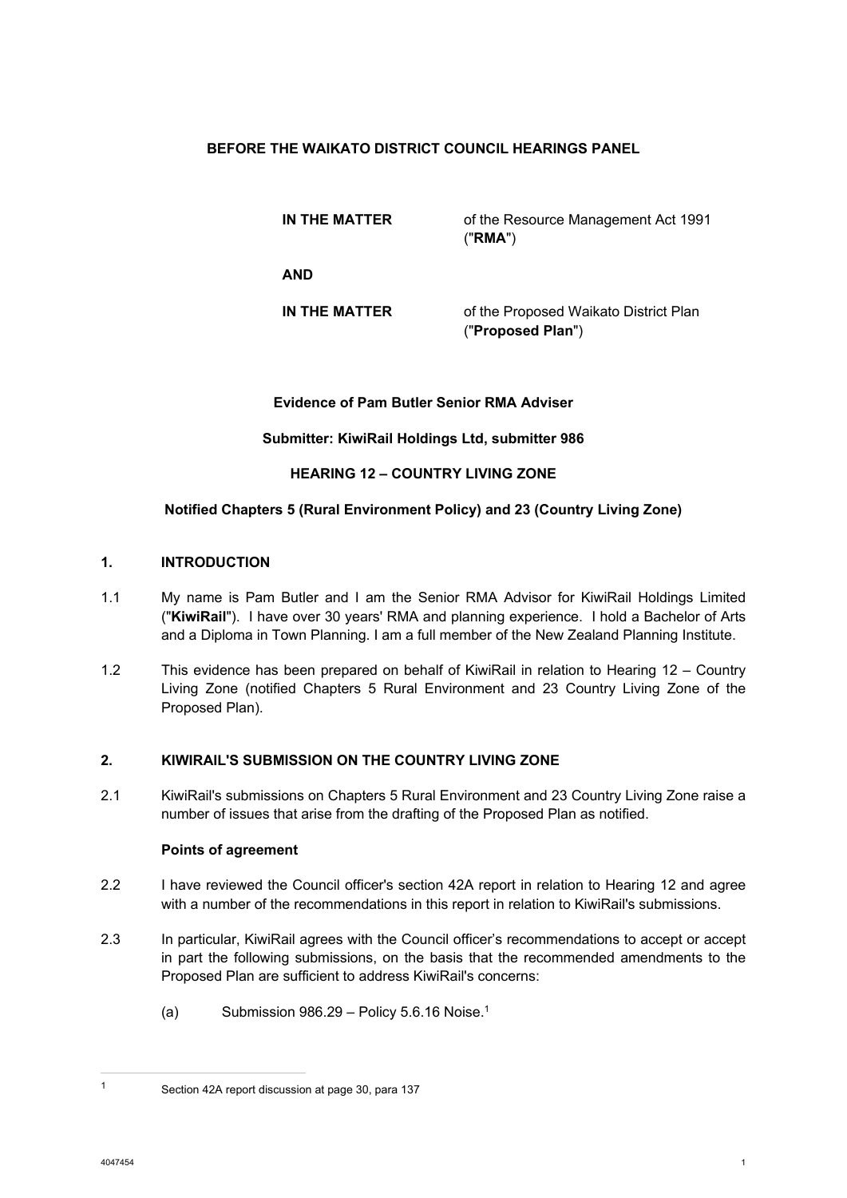**BEFORE THE WAIKATO DISTRICT COUNCIL HEARINGS PANEL**

| | |
|---|---|
| **IN THE MATTER** | of the Resource Management Act 1991 ("**RMA**") |
| **AND** | |
| **IN THE MATTER** | of the Proposed Waikato District Plan ("**Proposed Plan**") |

**Evidence of Pam Butler Senior RMA Adviser**

**Submitter: KiwiRail Holdings Ltd, submitter 986**

**HEARING 12 – COUNTRY LIVING ZONE**

**Notified Chapters 5 (Rural Environment Policy) and 23 (Country Living Zone)**

## 1. INTRODUCTION

1.1 My name is Pam Butler and I am the Senior RMA Advisor for KiwiRail Holdings Limited ("**KiwiRail**"). I have over 30 years' RMA and planning experience. I hold a Bachelor of Arts and a Diploma in Town Planning. I am a full member of the New Zealand Planning Institute.

1.2 This evidence has been prepared on behalf of KiwiRail in relation to Hearing 12 – Country Living Zone (notified Chapters 5 Rural Environment and 23 Country Living Zone of the Proposed Plan).

## 2. KIWIRAIL'S SUBMISSION ON THE COUNTRY LIVING ZONE

2.1 KiwiRail's submissions on Chapters 5 Rural Environment and 23 Country Living Zone raise a number of issues that arise from the drafting of the Proposed Plan as notified.

### Points of agreement

2.2 I have reviewed the Council officer's section 42A report in relation to Hearing 12 and agree with a number of the recommendations in this report in relation to KiwiRail's submissions.

2.3 In particular, KiwiRail agrees with the Council officer's recommendations to accept or accept in part the following submissions, on the basis that the recommended amendments to the Proposed Plan are sufficient to address KiwiRail's concerns:

(a) Submission 986.29 – Policy 5.6.16 Noise.[1]

---

[1] Section 42A report discussion at page 30, para 137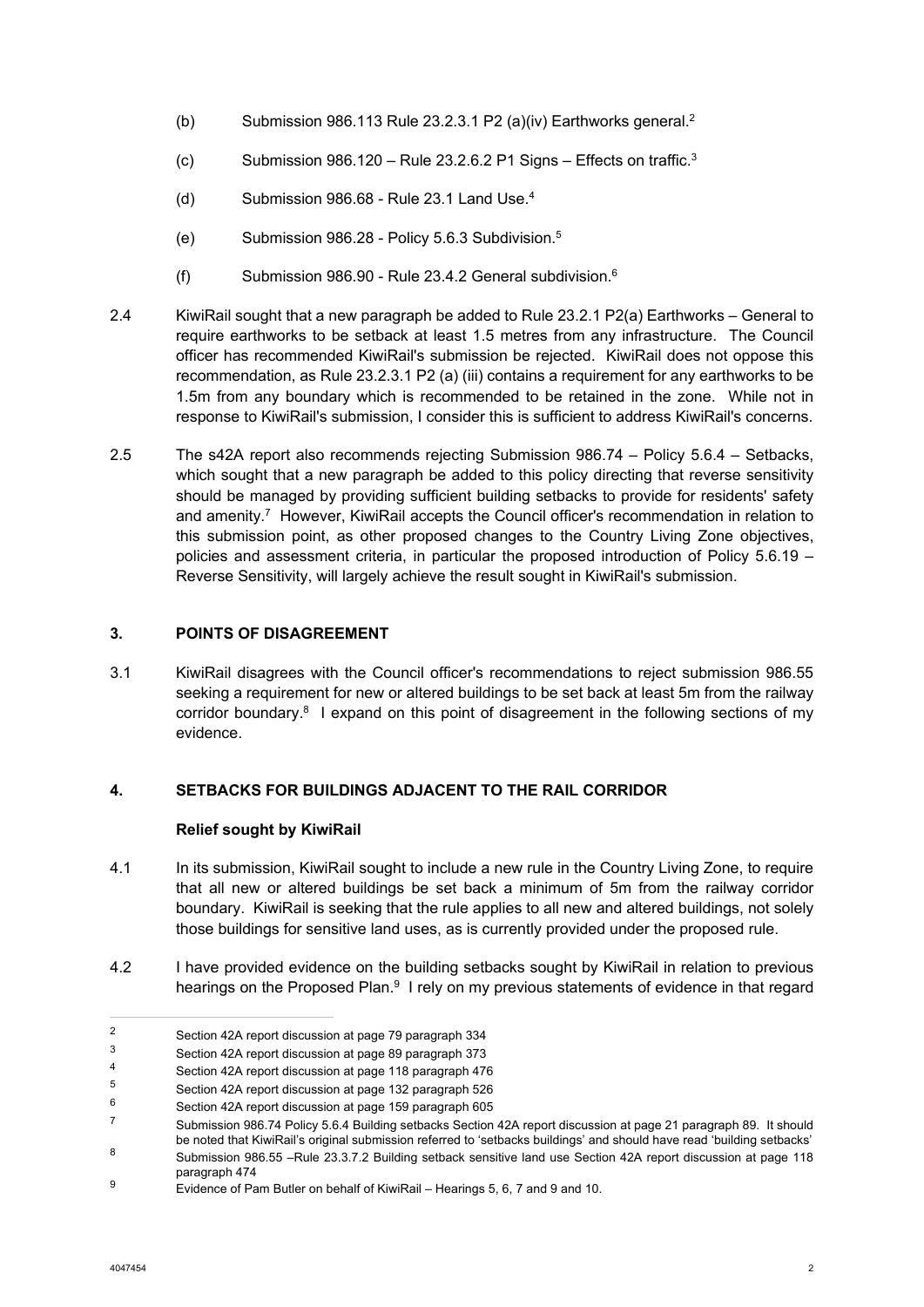(b) Submission 986.113 Rule 23.2.3.1 P2 (a)(iv) Earthworks general.[2]

(c) Submission 986.120 – Rule 23.2.6.2 P1 Signs – Effects on traffic.[3]

(d) Submission 986.68 - Rule 23.1 Land Use.[4]

(e) Submission 986.28 - Policy 5.6.3 Subdivision.[5]

(f) Submission 986.90 - Rule 23.4.2 General subdivision.[6]

2.4 KiwiRail sought that a new paragraph be added to Rule 23.2.1 P2(a) Earthworks – General to require earthworks to be setback at least 1.5 metres from any infrastructure. The Council officer has recommended KiwiRail's submission be rejected. KiwiRail does not oppose this recommendation, as Rule 23.2.3.1 P2 (a) (iii) contains a requirement for any earthworks to be 1.5m from any boundary which is recommended to be retained in the zone. While not in response to KiwiRail's submission, I consider this is sufficient to address KiwiRail's concerns.

2.5 The s42A report also recommends rejecting Submission 986.74 – Policy 5.6.4 – Setbacks, which sought that a new paragraph be added to this policy directing that reverse sensitivity should be managed by providing sufficient building setbacks to provide for residents' safety and amenity.[7] However, KiwiRail accepts the Council officer's recommendation in relation to this submission point, as other proposed changes to the Country Living Zone objectives, policies and assessment criteria, in particular the proposed introduction of Policy 5.6.19 – Reverse Sensitivity, will largely achieve the result sought in KiwiRail's submission.

## 3. POINTS OF DISAGREEMENT

3.1 KiwiRail disagrees with the Council officer's recommendations to reject submission 986.55 seeking a requirement for new or altered buildings to be set back at least 5m from the railway corridor boundary.[8] I expand on this point of disagreement in the following sections of my evidence.

## 4. SETBACKS FOR BUILDINGS ADJACENT TO THE RAIL CORRIDOR

### Relief sought by KiwiRail

4.1 In its submission, KiwiRail sought to include a new rule in the Country Living Zone, to require that all new or altered buildings be set back a minimum of 5m from the railway corridor boundary. KiwiRail is seeking that the rule applies to all new and altered buildings, not solely those buildings for sensitive land uses, as is currently provided under the proposed rule.

4.2 I have provided evidence on the building setbacks sought by KiwiRail in relation to previous hearings on the Proposed Plan.[9] I rely on my previous statements of evidence in that regard

---

[2] Section 42A report discussion at page 79 paragraph 334

[3] Section 42A report discussion at page 89 paragraph 373

[4] Section 42A report discussion at page 118 paragraph 476

[5] Section 42A report discussion at page 132 paragraph 526

[6] Section 42A report discussion at page 159 paragraph 605

[7] Submission 986.74 Policy 5.6.4 Building setbacks Section 42A report discussion at page 21 paragraph 89. It should be noted that KiwiRail's original submission referred to 'setbacks buildings' and should have read 'building setbacks'

[8] Submission 986.55 –Rule 23.3.7.2 Building setback sensitive land use Section 42A report discussion at page 118 paragraph 474

[9] Evidence of Pam Butler on behalf of KiwiRail – Hearings 5, 6, 7 and 9 and 10.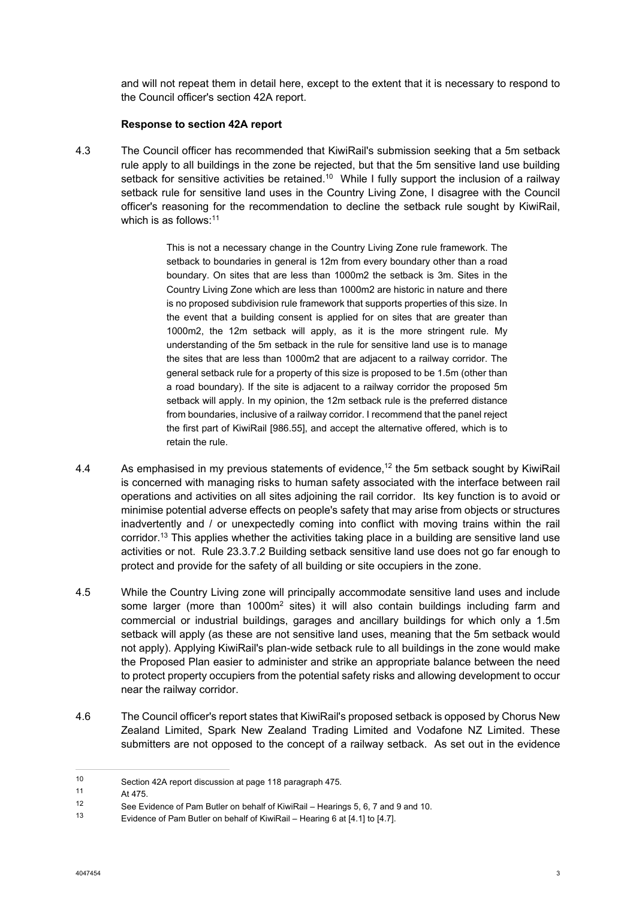and will not repeat them in detail here, except to the extent that it is necessary to respond to the Council officer's section 42A report.

**Response to section 42A report**

4.3 The Council officer has recommended that KiwiRail's submission seeking that a 5m setback rule apply to all buildings in the zone be rejected, but that the 5m sensitive land use building setback for sensitive activities be retained.[10] While I fully support the inclusion of a railway setback rule for sensitive land uses in the Country Living Zone, I disagree with the Council officer's reasoning for the recommendation to decline the setback rule sought by KiwiRail, which is as follows:[11]

> This is not a necessary change in the Country Living Zone rule framework. The setback to boundaries in general is 12m from every boundary other than a road boundary. On sites that are less than 1000m2 the setback is 3m. Sites in the Country Living Zone which are less than 1000m2 are historic in nature and there is no proposed subdivision rule framework that supports properties of this size. In the event that a building consent is applied for on sites that are greater than 1000m2, the 12m setback will apply, as it is the more stringent rule. My understanding of the 5m setback in the rule for sensitive land use is to manage the sites that are less than 1000m2 that are adjacent to a railway corridor. The general setback rule for a property of this size is proposed to be 1.5m (other than a road boundary). If the site is adjacent to a railway corridor the proposed 5m setback will apply. In my opinion, the 12m setback rule is the preferred distance from boundaries, inclusive of a railway corridor. I recommend that the panel reject the first part of KiwiRail [986.55], and accept the alternative offered, which is to retain the rule.

4.4 As emphasised in my previous statements of evidence,[12] the 5m setback sought by KiwiRail is concerned with managing risks to human safety associated with the interface between rail operations and activities on all sites adjoining the rail corridor. Its key function is to avoid or minimise potential adverse effects on people's safety that may arise from objects or structures inadvertently and / or unexpectedly coming into conflict with moving trains within the rail corridor.[13] This applies whether the activities taking place in a building are sensitive land use activities or not. Rule 23.3.7.2 Building setback sensitive land use does not go far enough to protect and provide for the safety of all building or site occupiers in the zone.

4.5 While the Country Living zone will principally accommodate sensitive land uses and include some larger (more than 1000m$^2$ sites) it will also contain buildings including farm and commercial or industrial buildings, garages and ancillary buildings for which only a 1.5m setback will apply (as these are not sensitive land uses, meaning that the 5m setback would not apply). Applying KiwiRail's plan-wide setback rule to all buildings in the zone would make the Proposed Plan easier to administer and strike an appropriate balance between the need to protect property occupiers from the potential safety risks and allowing development to occur near the railway corridor.

4.6 The Council officer's report states that KiwiRail's proposed setback is opposed by Chorus New Zealand Limited, Spark New Zealand Trading Limited and Vodafone NZ Limited. These submitters are not opposed to the concept of a railway setback. As set out in the evidence

---

[10] Section 42A report discussion at page 118 paragraph 475.

[11] At 475.

[12] See Evidence of Pam Butler on behalf of KiwiRail – Hearings 5, 6, 7 and 9 and 10.

[13] Evidence of Pam Butler on behalf of KiwiRail – Hearing 6 at [4.1] to [4.7].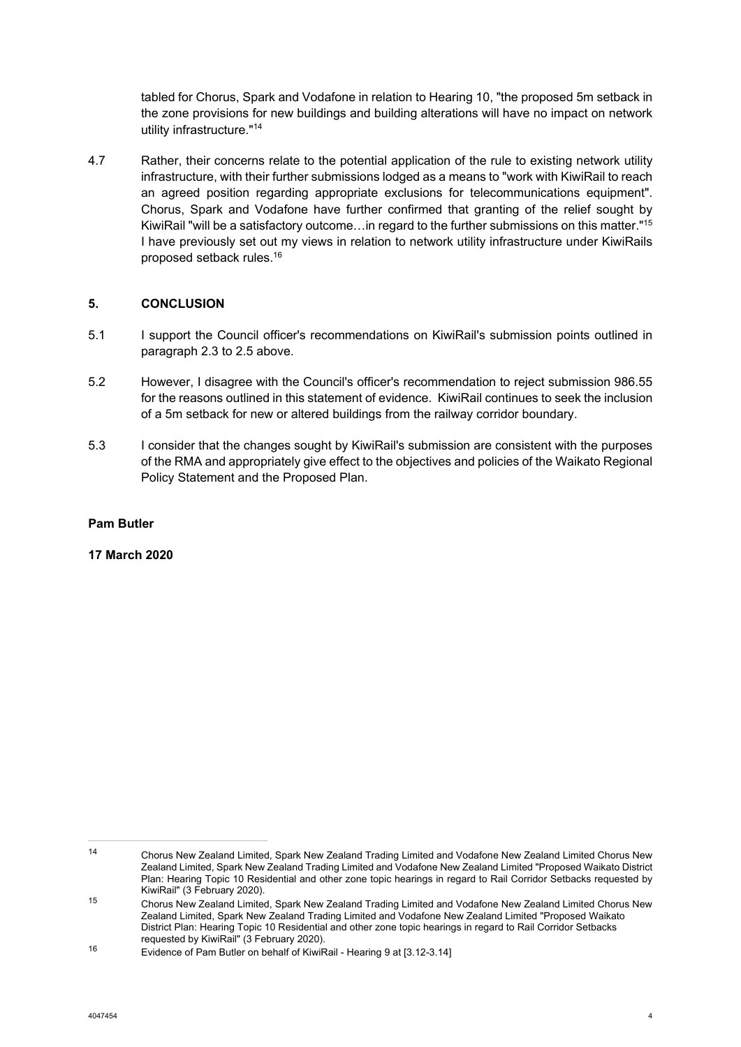tabled for Chorus, Spark and Vodafone in relation to Hearing 10, "the proposed 5m setback in the zone provisions for new buildings and building alterations will have no impact on network utility infrastructure."[14]

4.7 Rather, their concerns relate to the potential application of the rule to existing network utility infrastructure, with their further submissions lodged as a means to "work with KiwiRail to reach an agreed position regarding appropriate exclusions for telecommunications equipment". Chorus, Spark and Vodafone have further confirmed that granting of the relief sought by KiwiRail "will be a satisfactory outcome…in regard to the further submissions on this matter."[15] I have previously set out my views in relation to network utility infrastructure under KiwiRails proposed setback rules.[16]

## 5. CONCLUSION

5.1 I support the Council officer's recommendations on KiwiRail's submission points outlined in paragraph 2.3 to 2.5 above.

5.2 However, I disagree with the Council's officer's recommendation to reject submission 986.55 for the reasons outlined in this statement of evidence. KiwiRail continues to seek the inclusion of a 5m setback for new or altered buildings from the railway corridor boundary.

5.3 I consider that the changes sought by KiwiRail's submission are consistent with the purposes of the RMA and appropriately give effect to the objectives and policies of the Waikato Regional Policy Statement and the Proposed Plan.

**Pam Butler**

**17 March 2020**

---

[14] Chorus New Zealand Limited, Spark New Zealand Trading Limited and Vodafone New Zealand Limited Chorus New Zealand Limited, Spark New Zealand Trading Limited and Vodafone New Zealand Limited "Proposed Waikato District Plan: Hearing Topic 10 Residential and other zone topic hearings in regard to Rail Corridor Setbacks requested by KiwiRail" (3 February 2020).

[15] Chorus New Zealand Limited, Spark New Zealand Trading Limited and Vodafone New Zealand Limited Chorus New Zealand Limited, Spark New Zealand Trading Limited and Vodafone New Zealand Limited "Proposed Waikato District Plan: Hearing Topic 10 Residential and other zone topic hearings in regard to Rail Corridor Setbacks requested by KiwiRail" (3 February 2020).

[16] Evidence of Pam Butler on behalf of KiwiRail - Hearing 9 at [3.12-3.14]